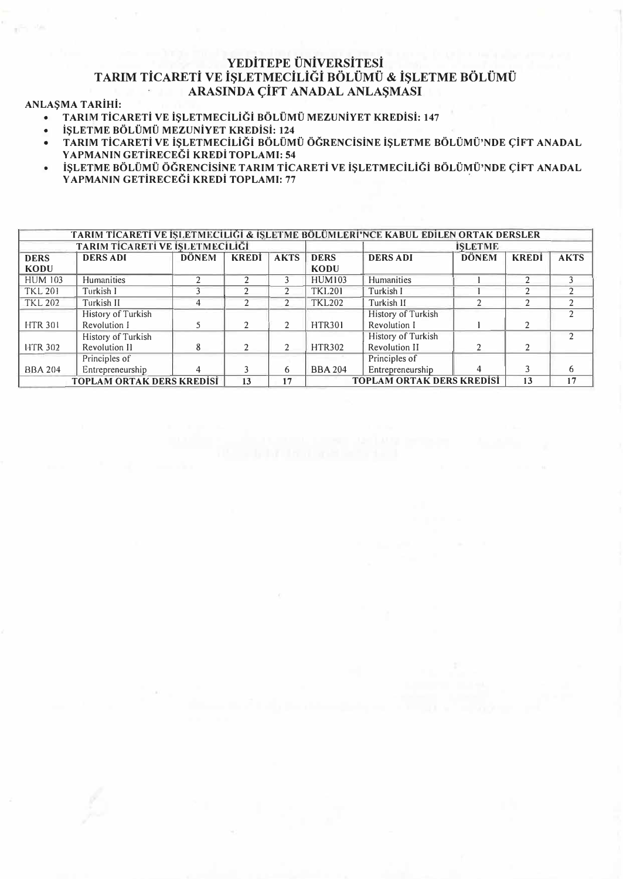# YEDİTEPE ÜNİVERSİTESİ
# TARIM TİCARETİ VE İŞLETMECİLİĞİ BÖLÜMÜ & İŞLETME BÖLÜMÜ
# ARASINDA ÇİFT ANADAL ANLAŞMASI

**ANLAŞMA TARİHİ:**

- **TARIM TİCARETİ VE İŞLETMECİLİĞİ BÖLÜMÜ MEZUNİYET KREDİSİ: 147**
- **İŞLETME BÖLÜMÜ MEZUNİYET KREDİSİ: 124**
- **TARIM TİCARETİ VE İŞLETMECİLİĞİ BÖLÜMÜ ÖĞRENCİSİNE İŞLETME BÖLÜMÜ'NDE ÇİFT ANADAL YAPMANIN GETİRECEĞİ KREDİ TOPLAMI: 54**
- **İŞLETME BÖLÜMÜ ÖĞRENCİSİNE TARIM TİCARETİ VE İŞLETMECİLİĞİ BÖLÜMÜ'NDE ÇİFT ANADAL YAPMANIN GETİRECEĞİ KREDİ TOPLAMI: 77**

| TARIM TİCARETİ VE İŞLETMECİLİĞİ & İŞLETME BÖLÜMLERİ'NCE KABUL EDİLEN ORTAK DERSLER | | | | | | | | | |
|---|---|---|---|---|---|---|---|---|---|
| TARIM TİCARETİ VE İŞLETMECİLİĞİ | | | | | İŞLETME | | | | |
| DERS KODU | DERS ADI | DÖNEM | KREDİ | AKTS | DERS KODU | DERS ADI | DÖNEM | KREDİ | AKTS |
| HUM 103 | Humanities | 2 | 2 | 3 | HUM103 | Humanities | 1 | 2 | 3 |
| TKL 201 | Turkish I | 3 | 2 | 2 | TKL201 | Turkish I | 1 | 2 | 2 |
| TKL 202 | Turkish II | 4 | 2 | 2 | TKL202 | Turkish II | 2 | 2 | 2 |
| HTR 301 | History of Turkish Revolution I | 5 | 2 | 2 | HTR301 | History of Turkish Revolution I | 1 | 2 | 2 |
| HTR 302 | History of Turkish Revolution II | 8 | 2 | 2 | HTR302 | History of Turkish Revolution II | 2 | 2 | 2 |
| BBA 204 | Principles of Entrepreneurship | 4 | 3 | 6 | BBA 204 | Principles of Entrepreneurship | 4 | 3 | 6 |
| TOPLAM ORTAK DERS KREDİSİ | | | 13 | 17 | TOPLAM ORTAK DERS KREDİSİ | | | 13 | 17 |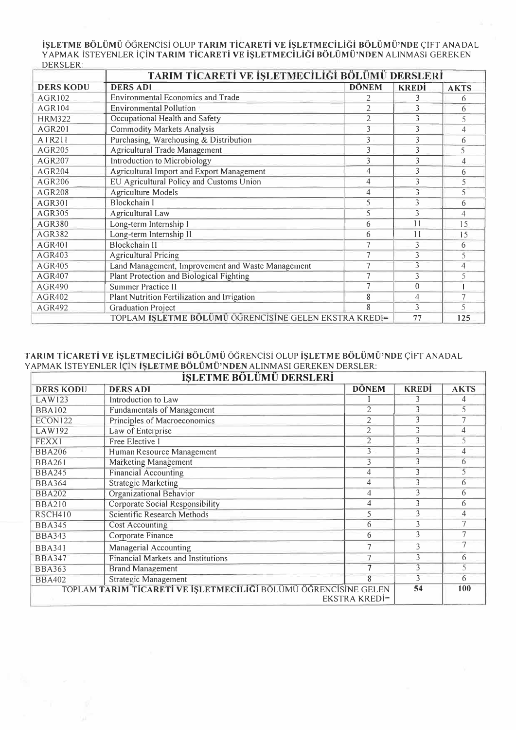**İŞLETME BÖLÜMÜ** ÖĞRENCİSİ OLUP **TARIM TİCARETİ VE İŞLETMECİLİĞİ BÖLÜMÜ'NDE** ÇİFT ANADAL YAPMAK İSTEYENLER İÇİN **TARIM TİCARETİ VE İŞLETMECİLİĞİ BÖLÜMÜ'NDEN** ALINMASI GEREKEN DERSLER:

| | **TARIM TİCARETİ VE İŞLETMECİLİĞİ BÖLÜMÜ DERSLERİ** | | | |
|---|---|---|---|---|
| **DERS KODU** | **DERS ADI** | **DÖNEM** | **KREDİ** | **AKTS** |
| AGR102 | Environmental Economics and Trade | 2 | 3 | 6 |
| AGR104 | Environmental Pollution | 2 | 3 | 6 |
| HRM322 | Occupational Health and Safety | 2 | 3 | 5 |
| AGR201 | Commodity Markets Analysis | 3 | 3 | 4 |
| ATR211 | Purchasing, Warehousing & Distribution | 3 | 3 | 6 |
| AGR205 | Agricultural Trade Management | 3 | 3 | 5 |
| AGR207 | Introduction to Microbiology | 3 | 3 | 4 |
| AGR204 | Agricultural Import and Export Management | 4 | 3 | 6 |
| AGR206 | EU Agricultural Policy and Customs Union | 4 | 3 | 5 |
| AGR208 | Agriculture Models | 4 | 3 | 5 |
| AGR301 | Blockchain I | 5 | 3 | 6 |
| AGR305 | Agricultural Law | 5 | 3 | 4 |
| AGR380 | Long-term Internship I | 6 | 11 | 15 |
| AGR382 | Long-term Internship II | 6 | 11 | 15 |
| AGR401 | Blockchain II | 7 | 3 | 6 |
| AGR403 | Agricultural Pricing | 7 | 3 | 5 |
| AGR405 | Land Management, Improvement and Waste Management | 7 | 3 | 4 |
| AGR407 | Plant Protection and Biological Fighting | 7 | 3 | 5 |
| AGR490 | Summer Practice II | 7 | 0 | 1 |
| AGR402 | Plant Nutrition Fertilization and Irrigation | 8 | 4 | 7 |
| AGR492 | Graduation Project | 8 | 3 | 5 |
| | TOPLAM **İŞLETME BÖLÜMÜ** ÖĞRENCİSİNE GELEN EKSTRA KREDİ= | | 77 | 125 |

**TARIM TİCARETİ VE İŞLETMECİLİĞİ BÖLÜMÜ** ÖĞRENCİSİ OLUP **İŞLETME BÖLÜMÜ'NDE** ÇİFT ANADAL YAPMAK İSTEYENLER İÇİN **İŞLETME BÖLÜMÜ'NDEN** ALINMASI GEREKEN DERSLER:

| | **İŞLETME BÖLÜMÜ DERSLERİ** | | | |
|---|---|---|---|---|
| **DERS KODU** | **DERS ADI** | **DÖNEM** | **KREDİ** | **AKTS** |
| LAW123 | Introduction to Law | 1 | 3 | 4 |
| BBA102 | Fundamentals of Management | 2 | 3 | 5 |
| ECON122 | Principles of Macroeconomics | 2 | 3 | 7 |
| LAW192 | Law of Enterprise | 2 | 3 | 4 |
| FEXX1 | Free Elective I | 2 | 3 | 5 |
| BBA206 | Human Resource Management | 3 | 3 | 4 |
| BBA261 | Marketing Management | 3 | 3 | 6 |
| BBA245 | Financial Accounting | 4 | 3 | 5 |
| BBA364 | Strategic Marketing | 4 | 3 | 6 |
| BBA202 | Organizational Behavior | 4 | 3 | 6 |
| BBA210 | Corporate Social Responsibility | 4 | 3 | 6 |
| RSCH410 | Scientific Research Methods | 5 | 3 | 4 |
| BBA345 | Cost Accounting | 6 | 3 | 7 |
| BBA343 | Corporate Finance | 6 | 3 | 7 |
| BBA341 | Managerial Accounting | 7 | 3 | 7 |
| BBA347 | Financial Markets and Institutions | 7 | 3 | 6 |
| BBA363 | Brand Management | 7 | 3 | 5 |
| BBA402 | Strategic Management | 8 | 3 | 6 |
| | TOPLAM **TARIM TİCARETİ VE İŞLETMECİLİĞİ** BÖLÜMÜ ÖĞRENCİSİNE GELEN EKSTRA KREDİ= | | 54 | 100 |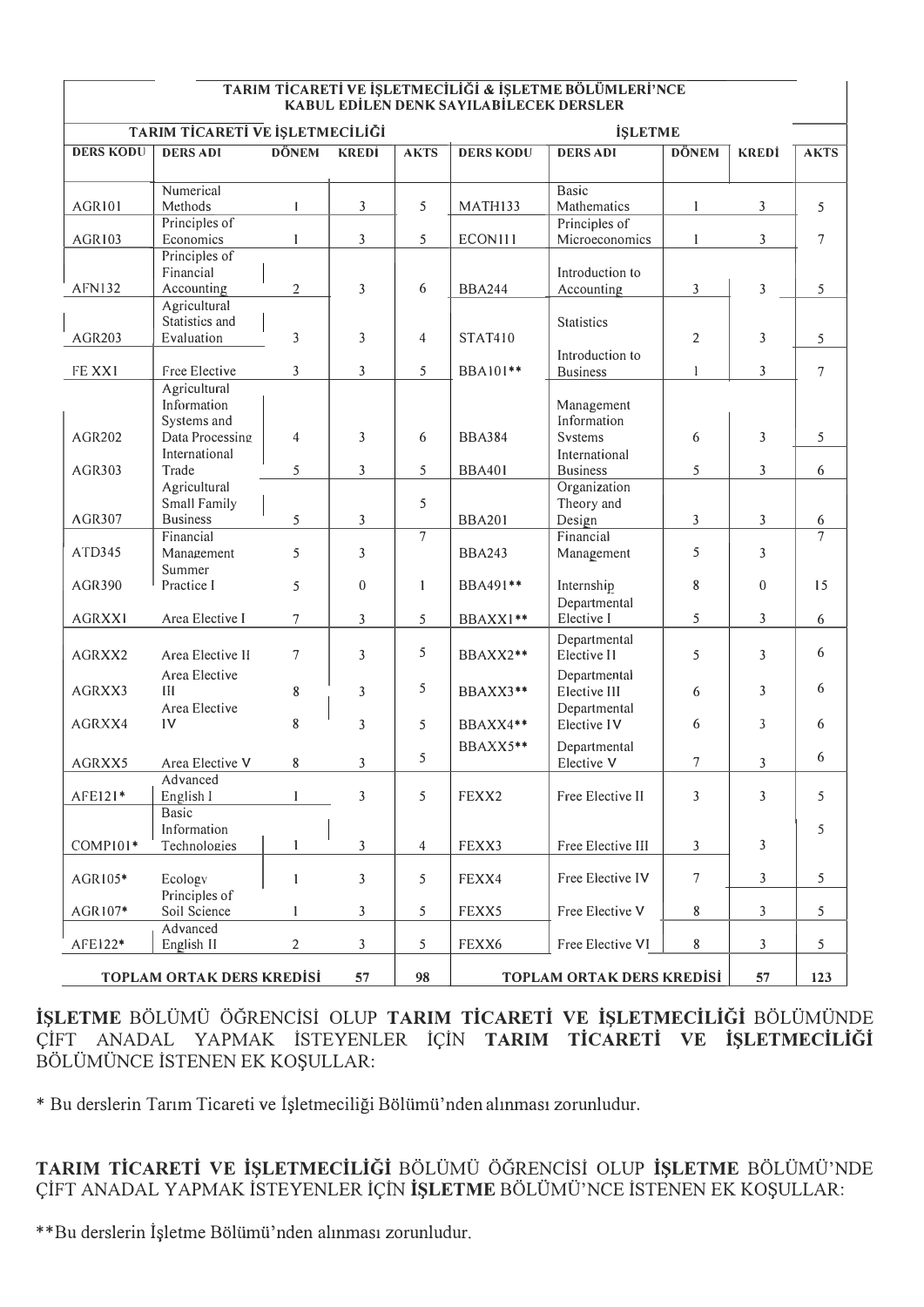| TARIM TİCARETİ VE İŞLETMECİLİĞİ & İŞLETME BÖLÜMLERİ'NCE KABUL EDİLEN DENK SAYILABİLECEK DERSLER | | | | | | | | | |
|---|---|---|---|---|---|---|---|---|---|
| TARIM TİCARETİ VE İŞLETMECİLİĞİ | | | | | İŞLETME | | | | |
| DERS KODU | DERS ADI | DÖNEM | KREDİ | AKTS | DERS KODU | DERS ADI | DÖNEM | KREDİ | AKTS |
| AGR101 | Numerical Methods | 1 | 3 | 5 | MATH133 | Basic Mathematics | 1 | 3 | 5 |
| AGR103 | Principles of Economics | 1 | 3 | 5 | ECON111 | Principles of Microeconomics | 1 | 3 | 7 |
| AFN132 | Principles of Financial Accounting | 2 | 3 | 6 | BBA244 | Introduction to Accounting | 3 | 3 | 5 |
| AGR203 | Agricultural Statistics and Evaluation | 3 | 3 | 4 | STAT410 | Statistics | 2 | 3 | 5 |
| FE XX1 | Free Elective | 3 | 3 | 5 | BBA101** | Introduction to Business | 1 | 3 | 7 |
| AGR202 | Agricultural Information Systems and Data Processing | 4 | 3 | 6 | BBA384 | Management Information Systems | 6 | 3 | 5 |
| AGR303 | International Trade | 5 | 3 | 5 | BBA401 | International Business | 5 | 3 | 6 |
| AGR307 | Agricultural Small Family Business | 5 | 3 | 5 | BBA201 | Organization Theory and Design | 3 | 3 | 6 |
| ATD345 | Financial Management | 5 | 3 | 7 | BBA243 | Financial Management | 5 | 3 | 7 |
| AGR390 | Summer Practice I | 5 | 0 | 1 | BBA491** | Internship | 8 | 0 | 15 |
| AGRXX1 | Area Elective I | 7 | 3 | 5 | BBAXX1** | Departmental Elective I | 5 | 3 | 6 |
| AGRXX2 | Area Elective II | 7 | 3 | 5 | BBAXX2** | Departmental Elective II | 5 | 3 | 6 |
| AGRXX3 | Area Elective III | 8 | 3 | 5 | BBAXX3** | Departmental Elective III | 6 | 3 | 6 |
| AGRXX4 | Area Elective IV | 8 | 3 | 5 | BBAXX4** | Departmental Elective IV | 6 | 3 | 6 |
| AGRXX5 | Area Elective V | 8 | 3 | 5 | BBAXX5** | Departmental Elective V | 7 | 3 | 6 |
| AFE121* | Advanced English I | 1 | 3 | 5 | FEXX2 | Free Elective II | 3 | 3 | 5 |
| COMP101* | Basic Information Technologies | 1 | 3 | 4 | FEXX3 | Free Elective III | 3 | 3 | 5 |
| AGR105* | Ecology | 1 | 3 | 5 | FEXX4 | Free Elective IV | 7 | 3 | 5 |
| AGR107* | Principles of Soil Science | 1 | 3 | 5 | FEXX5 | Free Elective V | 8 | 3 | 5 |
| AFE122* | Advanced English II | 2 | 3 | 5 | FEXX6 | Free Elective VI | 8 | 3 | 5 |
| TOPLAM ORTAK DERS KREDİSİ | | | 57 | 98 | TOPLAM ORTAK DERS KREDİSİ | | | 57 | 123 |

**İŞLETME** BÖLÜMÜ ÖĞRENCİSİ OLUP **TARIM TİCARETİ VE İŞLETMECİLİĞİ** BÖLÜMÜNDE ÇİFT ANADAL YAPMAK İSTEYENLER İÇİN **TARIM TİCARETİ VE İŞLETMECİLİĞİ** BÖLÜMÜNCE İSTENEN EK KOŞULLAR:

* Bu derslerin Tarım Ticareti ve İşletmeciliği Bölümü'nden alınması zorunludur.

**TARIM TİCARETİ VE İŞLETMECİLİĞİ** BÖLÜMÜ ÖĞRENCİSİ OLUP **İŞLETME** BÖLÜMÜ'NDE ÇİFT ANADAL YAPMAK İSTEYENLER İÇİN **İŞLETME** BÖLÜMÜ'NCE İSTENEN EK KOŞULLAR:

**Bu derslerin İşletme Bölümü'nden alınması zorunludur.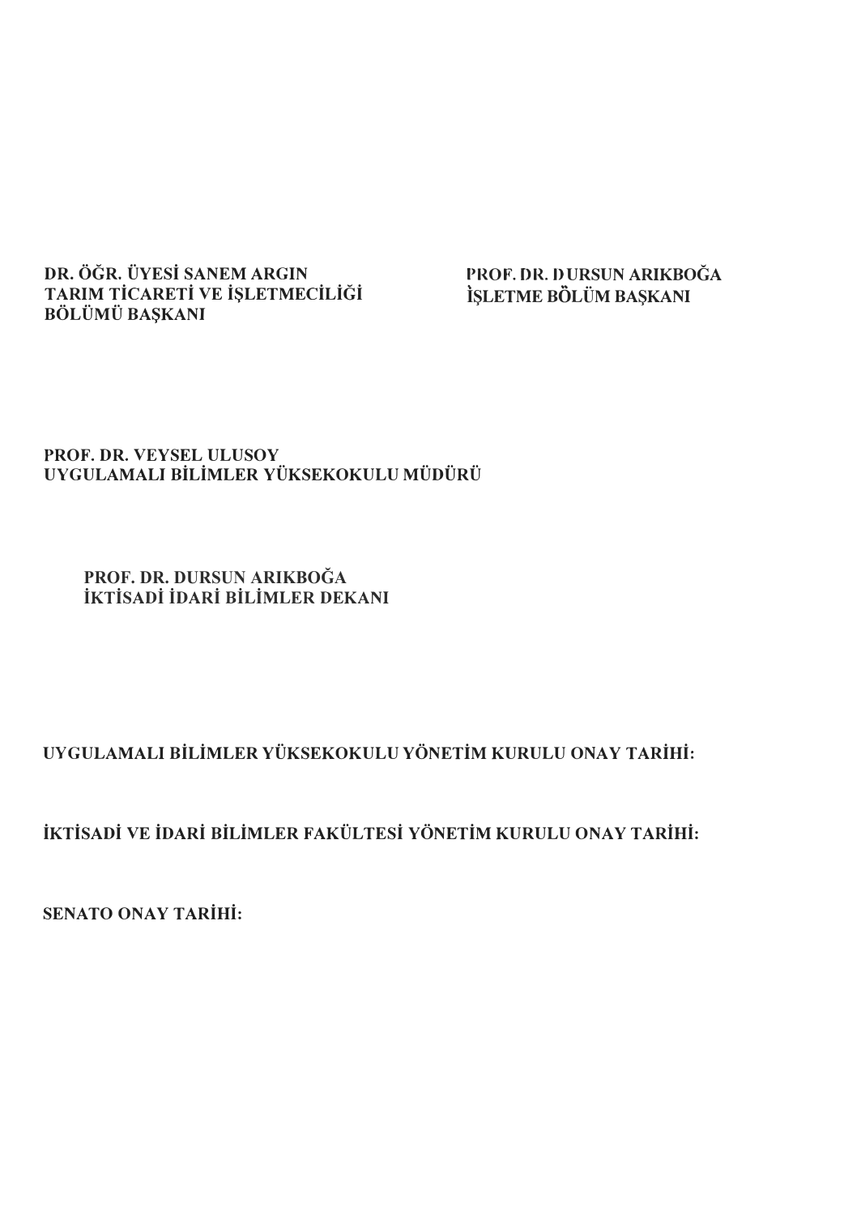**DR. ÖĞR. ÜYESİ SANEM ARGIN**
**TARIM TİCARETİ VE İŞLETMECİLİĞİ BÖLÜMÜ BAŞKANI**

**PROF. DR. DURSUN ARIKBOĞA**
**İŞLETME BÖLÜM BAŞKANI**

**PROF. DR. VEYSEL ULUSOY**
**UYGULAMALI BİLİMLER YÜKSEKOKULU MÜDÜRÜ**

**PROF. DR. DURSUN ARIKBOĞA**
**İKTİSADİ İDARİ BİLİMLER DEKANI**

**UYGULAMALI BİLİMLER YÜKSEKOKULU YÖNETİM KURULU ONAY TARİHİ:**

**İKTİSADİ VE İDARİ BİLİMLER FAKÜLTESİ YÖNETİM KURULU ONAY TARİHİ:**

**SENATO ONAY TARİHİ:**